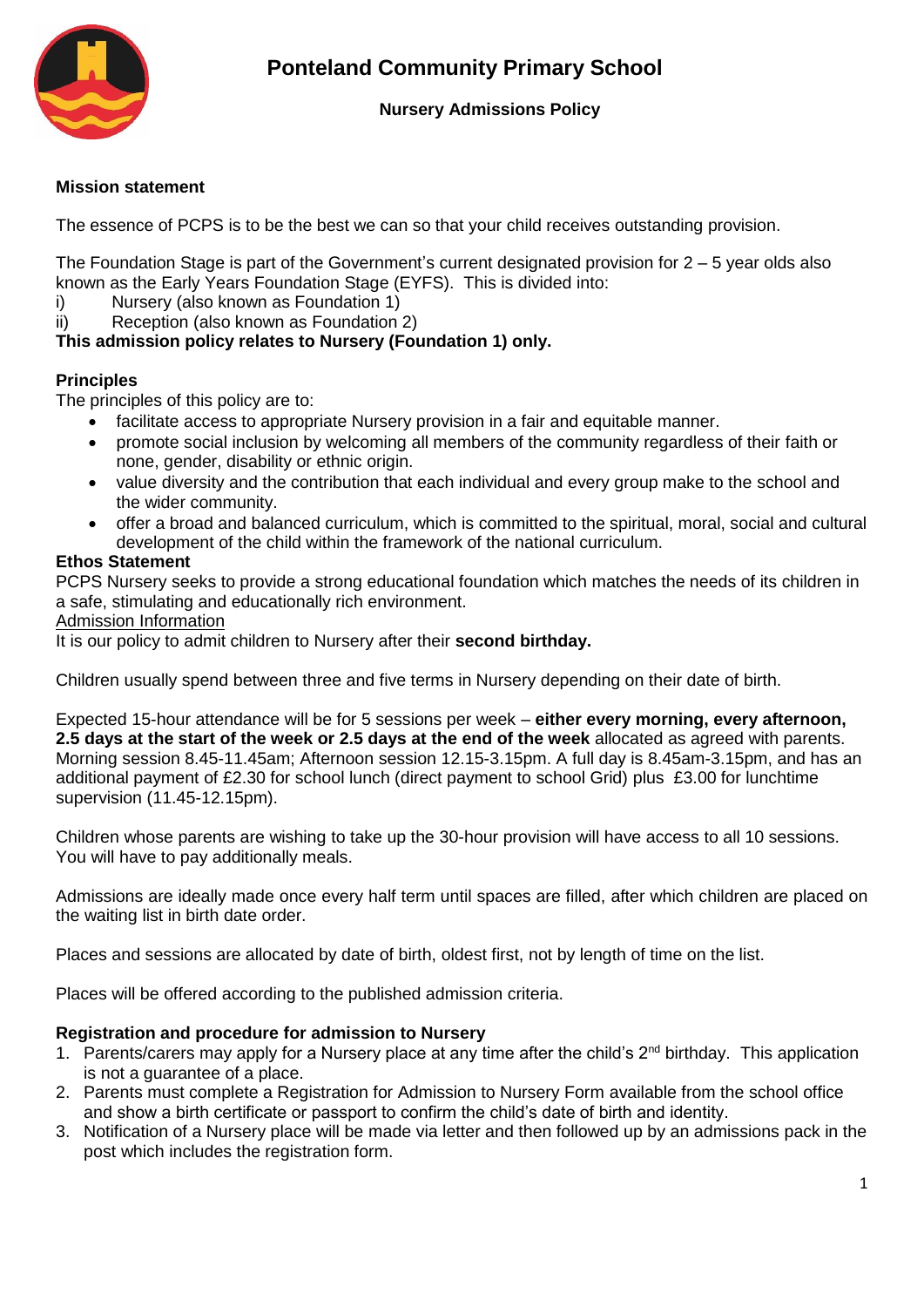# Ponteland Community Primary School

## Nursery Admissions Policy

### Mission statement

The essence of PCPS is to be the best we can so that your child receives outstanding provision.

The Foundation Stage is part of the Government's current designated provision for 2 – 5 year olds also known as the Early Years Foundation Stage (EYFS). This is divided into:

i) Nursery (also known as Foundation 1)
ii) Reception (also known as Foundation 2)

**This admission policy relates to Nursery (Foundation 1) only.**

### Principles

The principles of this policy are to:

- facilitate access to appropriate Nursery provision in a fair and equitable manner.
- promote social inclusion by welcoming all members of the community regardless of their faith or none, gender, disability or ethnic origin.
- value diversity and the contribution that each individual and every group make to the school and the wider community.
- offer a broad and balanced curriculum, which is committed to the spiritual, moral, social and cultural development of the child within the framework of the national curriculum.

### Ethos Statement

PCPS Nursery seeks to provide a strong educational foundation which matches the needs of its children in a safe, stimulating and educationally rich environment.

<u>Admission Information</u>

It is our policy to admit children to Nursery after their **second birthday.**

Children usually spend between three and five terms in Nursery depending on their date of birth.

Expected 15-hour attendance will be for 5 sessions per week – **either every morning, every afternoon, 2.5 days at the start of the week or 2.5 days at the end of the week** allocated as agreed with parents. Morning session 8.45-11.45am; Afternoon session 12.15-3.15pm. A full day is 8.45am-3.15pm, and has an additional payment of £2.30 for school lunch (direct payment to school Grid) plus £3.00 for lunchtime supervision (11.45-12.15pm).

Children whose parents are wishing to take up the 30-hour provision will have access to all 10 sessions. You will have to pay additionally meals.

Admissions are ideally made once every half term until spaces are filled, after which children are placed on the waiting list in birth date order.

Places and sessions are allocated by date of birth, oldest first, not by length of time on the list.

Places will be offered according to the published admission criteria.

### Registration and procedure for admission to Nursery

1. Parents/carers may apply for a Nursery place at any time after the child's 2nd birthday. This application is not a guarantee of a place.
2. Parents must complete a Registration for Admission to Nursery Form available from the school office and show a birth certificate or passport to confirm the child's date of birth and identity.
3. Notification of a Nursery place will be made via letter and then followed up by an admissions pack in the post which includes the registration form.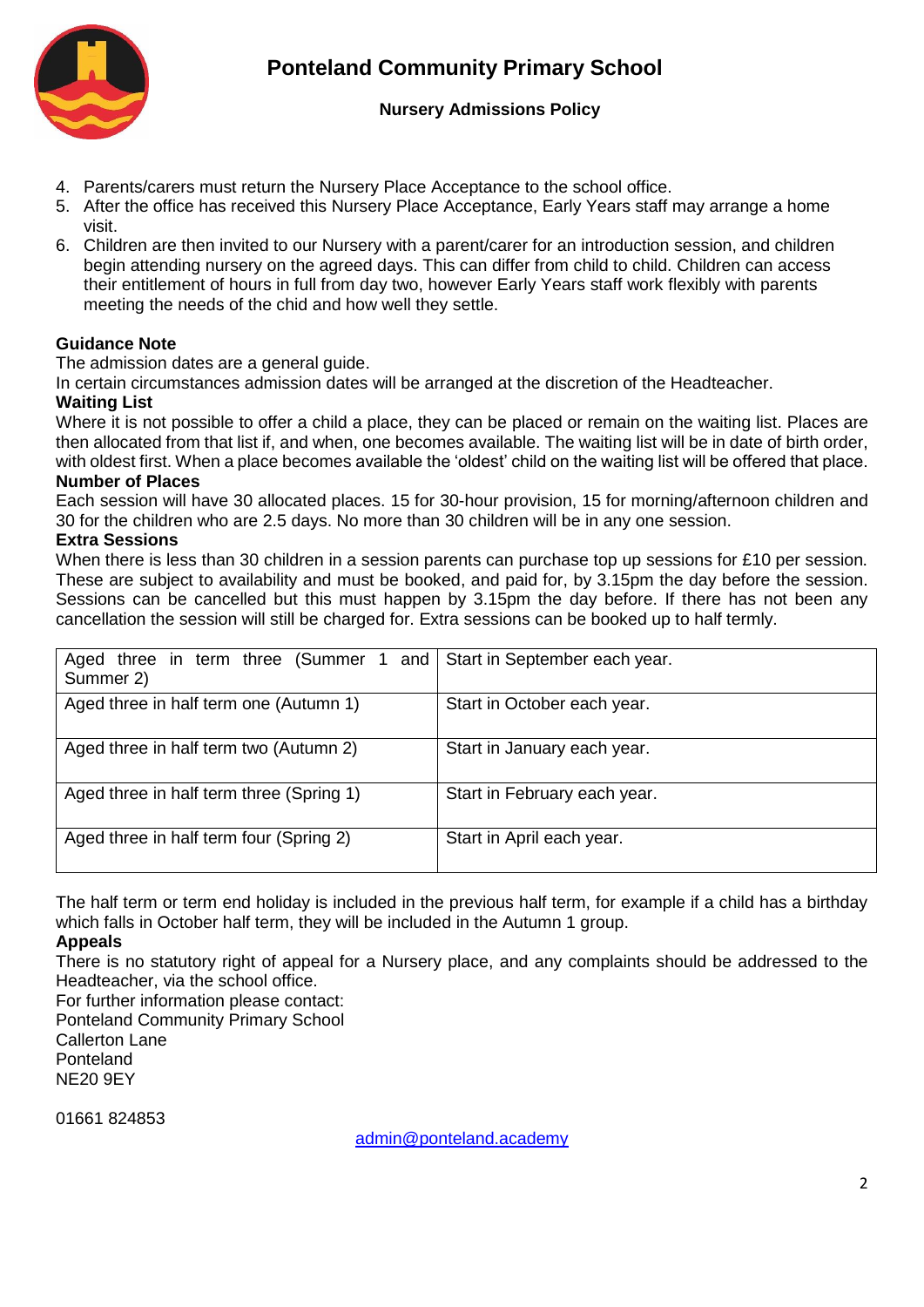4. Parents/carers must return the Nursery Place Acceptance to the school office.
5. After the office has received this Nursery Place Acceptance, Early Years staff may arrange a home visit.
6. Children are then invited to our Nursery with a parent/carer for an introduction session, and children begin attending nursery on the agreed days. This can differ from child to child. Children can access their entitlement of hours in full from day two, however Early Years staff work flexibly with parents meeting the needs of the chid and how well they settle.

**Guidance Note**

The admission dates are a general guide.

In certain circumstances admission dates will be arranged at the discretion of the Headteacher.

**Waiting List**

Where it is not possible to offer a child a place, they can be placed or remain on the waiting list. Places are then allocated from that list if, and when, one becomes available. The waiting list will be in date of birth order, with oldest first. When a place becomes available the 'oldest' child on the waiting list will be offered that place.

**Number of Places**

Each session will have 30 allocated places. 15 for 30-hour provision, 15 for morning/afternoon children and 30 for the children who are 2.5 days. No more than 30 children will be in any one session.

**Extra Sessions**

When there is less than 30 children in a session parents can purchase top up sessions for £10 per session. These are subject to availability and must be booked, and paid for, by 3.15pm the day before the session. Sessions can be cancelled but this must happen by 3.15pm the day before. If there has not been any cancellation the session will still be charged for. Extra sessions can be booked up to half termly.

| | |
|---|---|
| Aged three in term three (Summer 1 and Summer 2) | Start in September each year. |
| Aged three in half term one (Autumn 1) | Start in October each year. |
| Aged three in half term two (Autumn 2) | Start in January each year. |
| Aged three in half term three (Spring 1) | Start in February each year. |
| Aged three in half term four (Spring 2) | Start in April each year. |

The half term or term end holiday is included in the previous half term, for example if a child has a birthday which falls in October half term, they will be included in the Autumn 1 group.

**Appeals**

There is no statutory right of appeal for a Nursery place, and any complaints should be addressed to the Headteacher, via the school office.

For further information please contact:
Ponteland Community Primary School
Callerton Lane
Ponteland
NE20 9EY

01661 824853

admin@ponteland.academy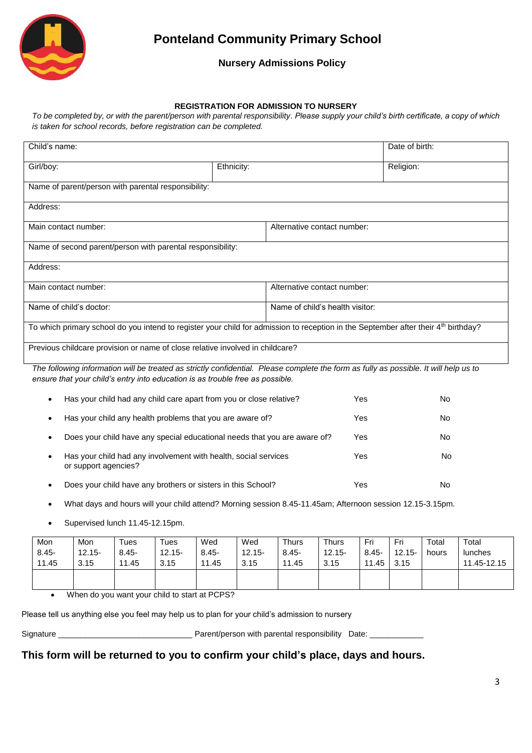# Ponteland Community Primary School

## Nursery Admissions Policy

**REGISTRATION FOR ADMISSION TO NURSERY**

*To be completed by, or with the parent/person with parental responsibility. Please supply your child's birth certificate, a copy of which is taken for school records, before registration can be completed.*

| | | |
|---|---|---|
| Child's name: | | Date of birth: |
| Girl/boy: | Ethnicity: | Religion: |
| Name of parent/person with parental responsibility: | | |
| Address: | | |
| Main contact number: | Alternative contact number: | |
| Name of second parent/person with parental responsibility: | | |
| Address: | | |
| Main contact number: | Alternative contact number: | |
| Name of child's doctor: | Name of child's health visitor: | |
| To which primary school do you intend to register your child for admission to reception in the September after their 4th birthday? | | |
| Previous childcare provision or name of close relative involved in childcare? | | |

*The following information will be treated as strictly confidential. Please complete the form as fully as possible. It will help us to ensure that your child's entry into education is as trouble free as possible.*

- Has your child had any child care apart from you or close relative? Yes No
- Has your child any health problems that you are aware of? Yes No
- Does your child have any special educational needs that you are aware of? Yes No
- Has your child had any involvement with health, social services or support agencies? Yes No
- Does your child have any brothers or sisters in this School? Yes No
- What days and hours will your child attend? Morning session 8.45-11.45am; Afternoon session 12.15-3.15pm.
- Supervised lunch 11.45-12.15pm.

| Mon 8.45-11.45 | Mon 12.15-3.15 | Tues 8.45-11.45 | Tues 12.15-3.15 | Wed 8.45-11.45 | Wed 12.15-3.15 | Thurs 8.45-11.45 | Thurs 12.15-3.15 | Fri 8.45-11.45 | Fri 12.15-3.15 | Total hours | Total lunches 11.45-12.15 |
|---|---|---|---|---|---|---|---|---|---|---|---|
| | | | | | | | | | | | |

- When do you want your child to start at PCPS?

Please tell us anything else you feel may help us to plan for your child's admission to nursery

Signature _______________________________ Parent/person with parental responsibility Date: ____________

**This form will be returned to you to confirm your child's place, days and hours.**